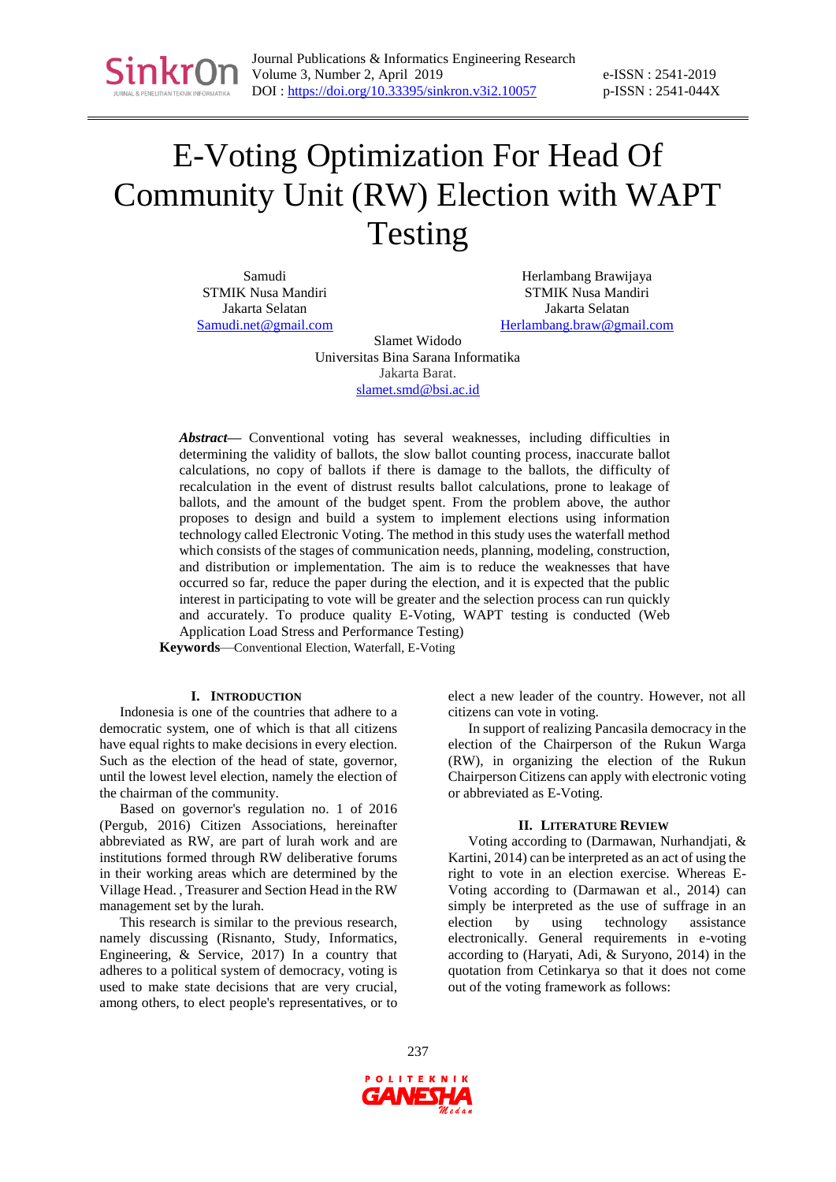# E-Voting Optimization For Head Of Community Unit (RW) Election with WAPT Testing

Samudi
STMIK Nusa Mandiri
Jakarta Selatan
Samudi.net@gmail.com

Herlambang Brawijaya
STMIK Nusa Mandiri
Jakarta Selatan
Herlambang.braw@gmail.com

Slamet Widodo
Universitas Bina Sarana Informatika
Jakarta Barat.
slamet.smd@bsi.ac.id

***Abstract*—** Conventional voting has several weaknesses, including difficulties in determining the validity of ballots, the slow ballot counting process, inaccurate ballot calculations, no copy of ballots if there is damage to the ballots, the difficulty of recalculation in the event of distrust results ballot calculations, prone to leakage of ballots, and the amount of the budget spent. From the problem above, the author proposes to design and build a system to implement elections using information technology called Electronic Voting. The method in this study uses the waterfall method which consists of the stages of communication needs, planning, modeling, construction, and distribution or implementation. The aim is to reduce the weaknesses that have occurred so far, reduce the paper during the election, and it is expected that the public interest in participating to vote will be greater and the selection process can run quickly and accurately. To produce quality E-Voting, WAPT testing is conducted (Web Application Load Stress and Performance Testing)

**Keywords**—Conventional Election, Waterfall, E-Voting

## I. Introduction

Indonesia is one of the countries that adhere to a democratic system, one of which is that all citizens have equal rights to make decisions in every election. Such as the election of the head of state, governor, until the lowest level election, namely the election of the chairman of the community.

Based on governor's regulation no. 1 of 2016 (Pergub, 2016) Citizen Associations, hereinafter abbreviated as RW, are part of lurah work and are institutions formed through RW deliberative forums in their working areas which are determined by the Village Head. , Treasurer and Section Head in the RW management set by the lurah.

This research is similar to the previous research, namely discussing (Risnanto, Study, Informatics, Engineering, & Service, 2017) In a country that adheres to a political system of democracy, voting is used to make state decisions that are very crucial, among others, to elect people's representatives, or to elect a new leader of the country. However, not all citizens can vote in voting.

In support of realizing Pancasila democracy in the election of the Chairperson of the Rukun Warga (RW), in organizing the election of the Rukun Chairperson Citizens can apply with electronic voting or abbreviated as E-Voting.

## II. Literature Review

Voting according to (Darmawan, Nurhandjati, & Kartini, 2014) can be interpreted as an act of using the right to vote in an election exercise. Whereas E-Voting according to (Darmawan et al., 2014) can simply be interpreted as the use of suffrage in an election by using technology assistance electronically. General requirements in e-voting according to (Haryati, Adi, & Suryono, 2014) in the quotation from Cetinkarya so that it does not come out of the voting framework as follows: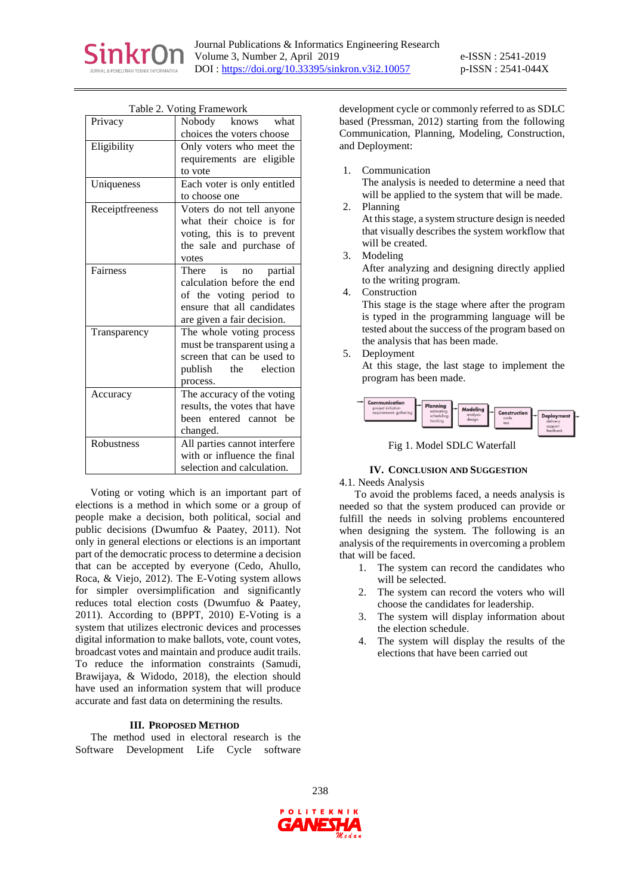Table 2. Voting Framework

| | |
|---|---|
| Privacy | Nobody knows what choices the voters choose |
| Eligibility | Only voters who meet the requirements are eligible to vote |
| Uniqueness | Each voter is only entitled to choose one |
| Receiptfreeness | Voters do not tell anyone what their choice is for voting, this is to prevent the sale and purchase of votes |
| Fairness | There is no partial calculation before the end of the voting period to ensure that all candidates are given a fair decision. |
| Transparency | The whole voting process must be transparent using a screen that can be used to publish the election process. |
| Accuracy | The accuracy of the voting results, the votes that have been entered cannot be changed. |
| Robustness | All parties cannot interfere with or influence the final selection and calculation. |

Voting or voting which is an important part of elections is a method in which some or a group of people make a decision, both political, social and public decisions (Dwumfuo & Paatey, 2011). Not only in general elections or elections is an important part of the democratic process to determine a decision that can be accepted by everyone (Cedo, Ahullo, Roca, & Viejo, 2012). The E-Voting system allows for simpler oversimplification and significantly reduces total election costs (Dwumfuo & Paatey, 2011). According to (BPPT, 2010) E-Voting is a system that utilizes electronic devices and processes digital information to make ballots, vote, count votes, broadcast votes and maintain and produce audit trails. To reduce the information constraints (Samudi, Brawijaya, & Widodo, 2018), the election should have used an information system that will produce accurate and fast data on determining the results.

## III. Proposed Method

The method used in electoral research is the Software Development Life Cycle software development cycle or commonly referred to as SDLC based (Pressman, 2012) starting from the following Communication, Planning, Modeling, Construction, and Deployment:

1. Communication
   The analysis is needed to determine a need that will be applied to the system that will be made.
2. Planning
   At this stage, a system structure design is needed that visually describes the system workflow that will be created.
3. Modeling
   After analyzing and designing directly applied to the writing program.
4. Construction
   This stage is the stage where after the program is typed in the programming language will be tested about the success of the program based on the analysis that has been made.
5. Deployment
   At this stage, the last stage to implement the program has been made.

Fig 1. Model SDLC Waterfall

## IV. Conclusion and Suggestion

4.1. Needs Analysis

To avoid the problems faced, a needs analysis is needed so that the system produced can provide or fulfill the needs in solving problems encountered when designing the system. The following is an analysis of the requirements in overcoming a problem that will be faced.

1. The system can record the candidates who will be selected.
2. The system can record the voters who will choose the candidates for leadership.
3. The system will display information about the election schedule.
4. The system will display the results of the elections that have been carried out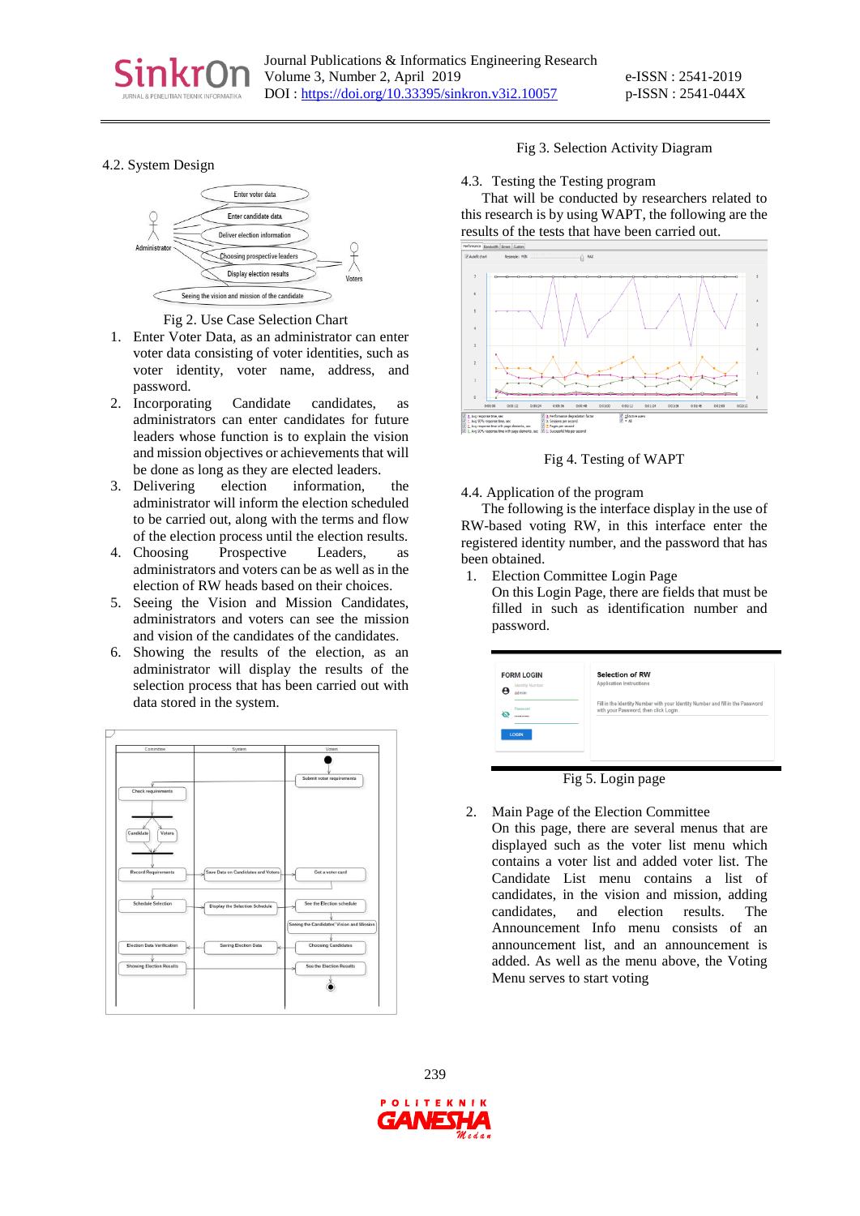### 4.2. System Design

Fig 2. Use Case Selection Chart

1. Enter Voter Data, as an administrator can enter voter data consisting of voter identities, such as voter identity, voter name, address, and password.
2. Incorporating Candidate candidates, as administrators can enter candidates for future leaders whose function is to explain the vision and mission objectives or achievements that will be done as long as they are elected leaders.
3. Delivering election information, the administrator will inform the election scheduled to be carried out, along with the terms and flow of the election process until the election results.
4. Choosing Prospective Leaders, as administrators and voters can be as well as in the election of RW heads based on their choices.
5. Seeing the Vision and Mission Candidates, administrators and voters can see the mission and vision of the candidates of the candidates.
6. Showing the results of the election, as an administrator will display the results of the selection process that has been carried out with data stored in the system.

Fig 3. Selection Activity Diagram

### 4.3. Testing the Testing program

That will be conducted by researchers related to this research is by using WAPT, the following are the results of the tests that have been carried out.

Fig 4. Testing of WAPT

### 4.4. Application of the program

The following is the interface display in the use of RW-based voting RW, in this interface enter the registered identity number, and the password that has been obtained.

1. Election Committee Login Page
   On this Login Page, there are fields that must be filled in such as identification number and password.

Fig 5. Login page

2. Main Page of the Election Committee
   On this page, there are several menus that are displayed such as the voter list menu which contains a voter list and added voter list. The Candidate List menu contains a list of candidates, in the vision and mission, adding candidates, and election results. The Announcement Info menu consists of an announcement list, and an announcement is added. As well as the menu above, the Voting Menu serves to start voting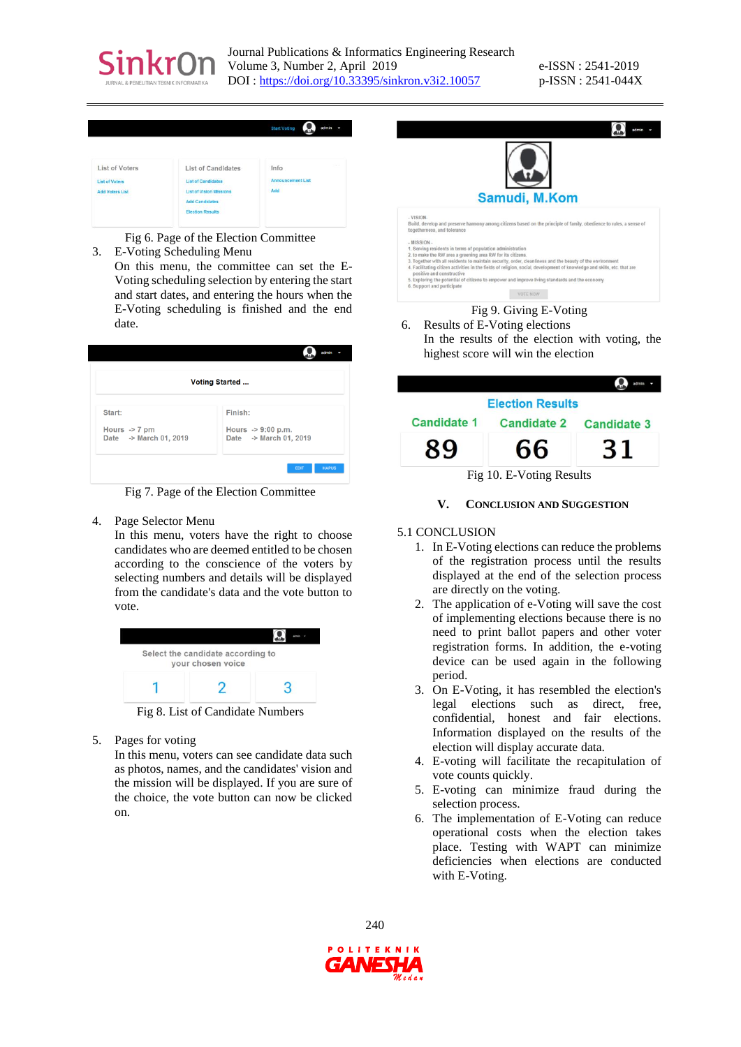Fig 6. Page of the Election Committee

3. E-Voting Scheduling Menu
   On this menu, the committee can set the E-Voting scheduling selection by entering the start and start dates, and entering the hours when the E-Voting scheduling is finished and the end date.

Fig 7. Page of the Election Committee

4. Page Selector Menu
   In this menu, voters have the right to choose candidates who are deemed entitled to be chosen according to the conscience of the voters by selecting numbers and details will be displayed from the candidate's data and the vote button to vote.

Fig 8. List of Candidate Numbers

5. Pages for voting
   In this menu, voters can see candidate data such as photos, names, and the candidates' vision and the mission will be displayed. If you are sure of the choice, the vote button can now be clicked on.

Fig 9. Giving E-Voting

6. Results of E-Voting elections
   In the results of the election with voting, the highest score will win the election

Fig 10. E-Voting Results

## V. CONCLUSION AND SUGGESTION

### 5.1 CONCLUSION

1. In E-Voting elections can reduce the problems of the registration process until the results displayed at the end of the selection process are directly on the voting.
2. The application of e-Voting will save the cost of implementing elections because there is no need to print ballot papers and other voter registration forms. In addition, the e-voting device can be used again in the following period.
3. On E-Voting, it has resembled the election's legal elections such as direct, free, confidential, honest and fair elections. Information displayed on the results of the election will display accurate data.
4. E-voting will facilitate the recapitulation of vote counts quickly.
5. E-voting can minimize fraud during the selection process.
6. The implementation of E-Voting can reduce operational costs when the election takes place. Testing with WAPT can minimize deficiencies when elections are conducted with E-Voting.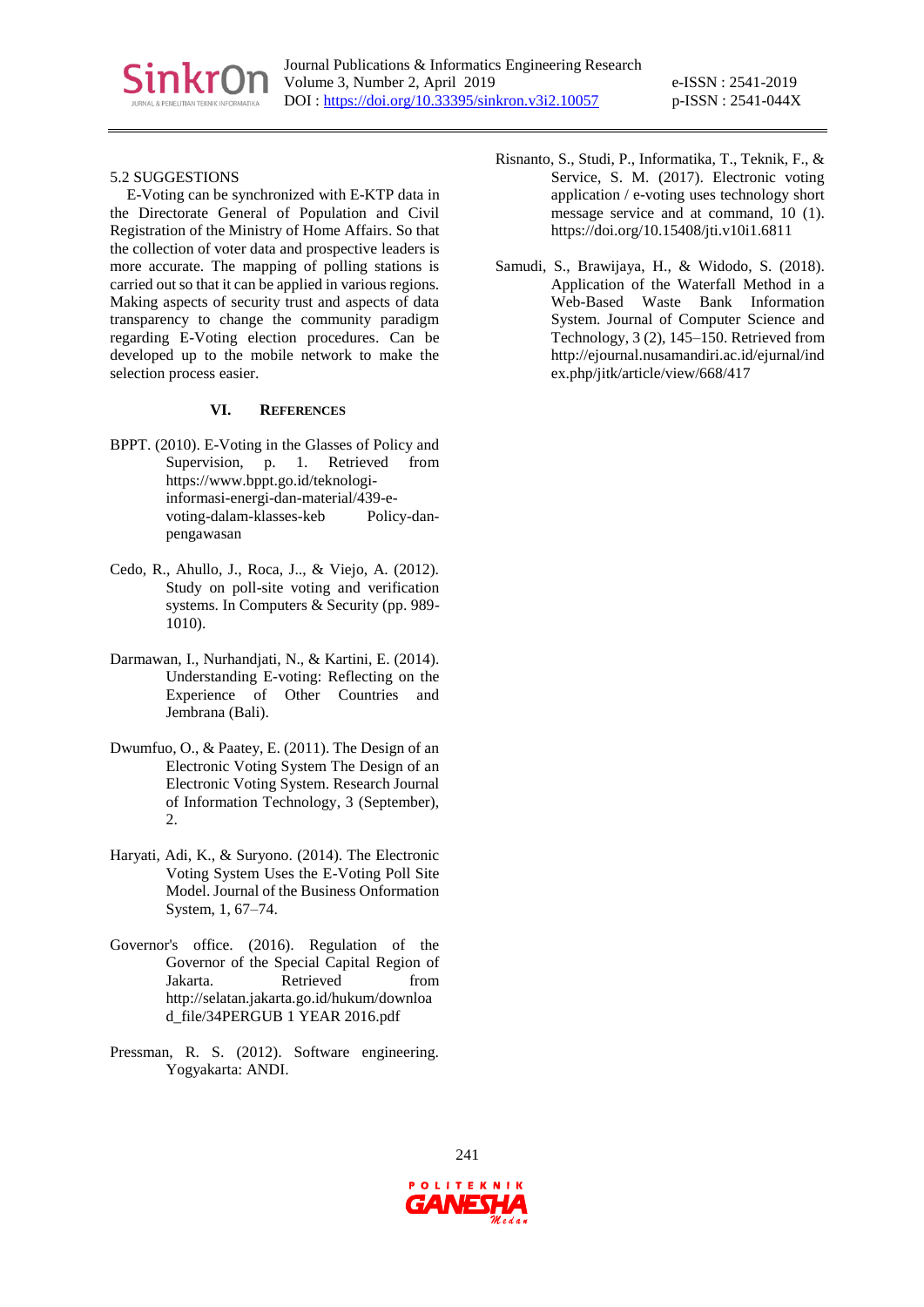### 5.2 SUGGESTIONS

E-Voting can be synchronized with E-KTP data in the Directorate General of Population and Civil Registration of the Ministry of Home Affairs. So that the collection of voter data and prospective leaders is more accurate. The mapping of polling stations is carried out so that it can be applied in various regions. Making aspects of security trust and aspects of data transparency to change the community paradigm regarding E-Voting election procedures. Can be developed up to the mobile network to make the selection process easier.

## VI. REFERENCES

BPPT. (2010). E-Voting in the Glasses of Policy and Supervision, p. 1. Retrieved from https://www.bppt.go.id/teknologi-informasi-energi-dan-material/439-e-voting-dalam-klasses-keb Policy-dan-pengawasan

Cedo, R., Ahullo, J., Roca, J.., & Viejo, A. (2012). Study on poll-site voting and verification systems. In Computers & Security (pp. 989-1010).

Darmawan, I., Nurhandjati, N., & Kartini, E. (2014). Understanding E-voting: Reflecting on the Experience of Other Countries and Jembrana (Bali).

Dwumfuo, O., & Paatey, E. (2011). The Design of an Electronic Voting System The Design of an Electronic Voting System. Research Journal of Information Technology, 3 (September), 2.

Haryati, Adi, K., & Suryono. (2014). The Electronic Voting System Uses the E-Voting Poll Site Model. Journal of the Business Onformation System, 1, 67–74.

Governor's office. (2016). Regulation of the Governor of the Special Capital Region of Jakarta. Retrieved from http://selatan.jakarta.go.id/hukum/download_file/34PERGUB 1 YEAR 2016.pdf

Pressman, R. S. (2012). Software engineering. Yogyakarta: ANDI.

Risnanto, S., Studi, P., Informatika, T., Teknik, F., & Service, S. M. (2017). Electronic voting application / e-voting uses technology short message service and at command, 10 (1). https://doi.org/10.15408/jti.v10i1.6811

Samudi, S., Brawijaya, H., & Widodo, S. (2018). Application of the Waterfall Method in a Web-Based Waste Bank Information System. Journal of Computer Science and Technology, 3 (2), 145–150. Retrieved from http://ejournal.nusamandiri.ac.id/ejurnal/index.php/jitk/article/view/668/417